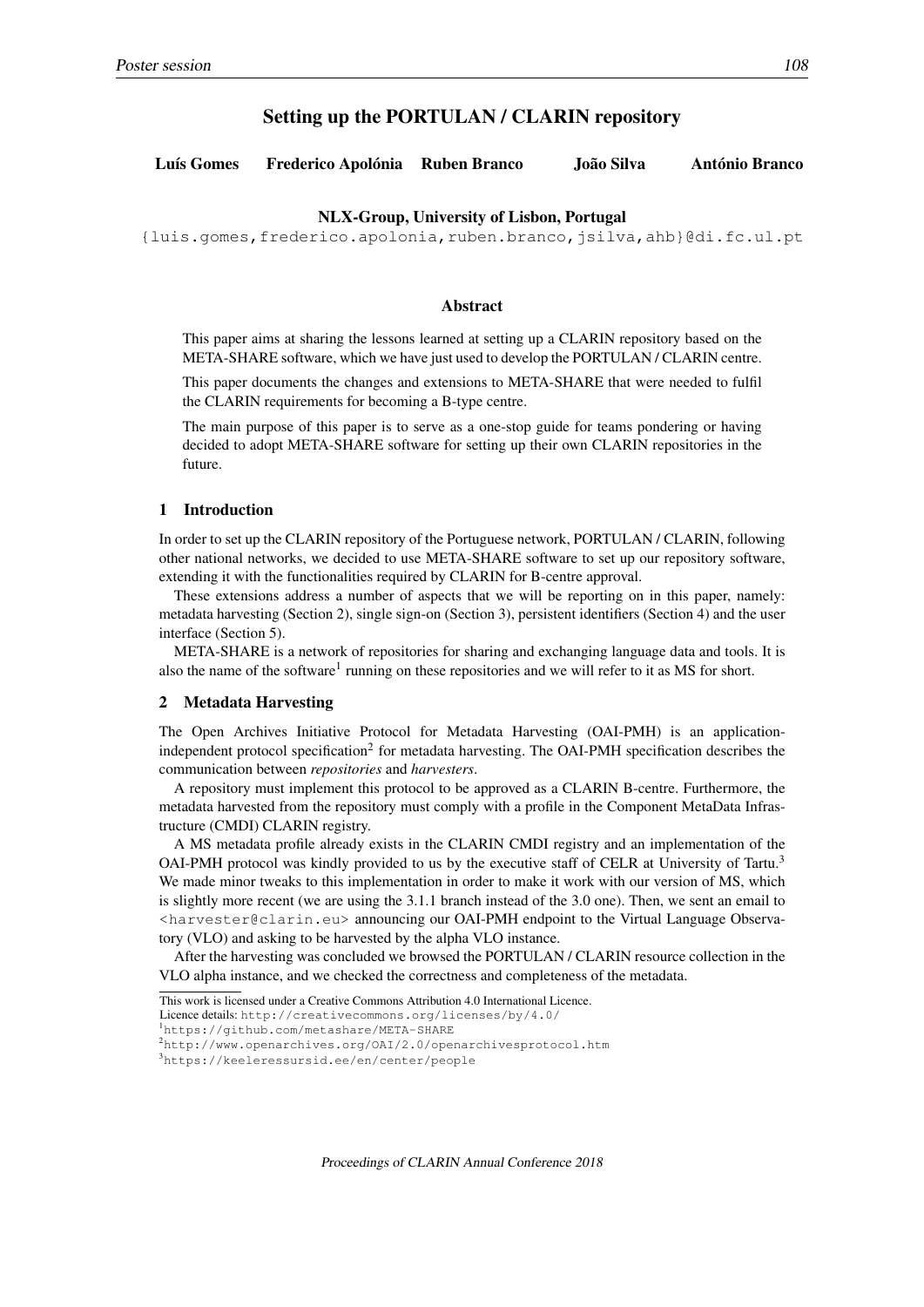# Setting up the PORTULAN / CLARIN repository

**Luís Gomes** **Frederico Apolónia** **Ruben Branco** **João Silva** **António Branco**

**NLX-Group, University of Lisbon, Portugal**
{luis.gomes,frederico.apolonia,ruben.branco,jsilva,ahb}@di.fc.ul.pt

## Abstract

This paper aims at sharing the lessons learned at setting up a CLARIN repository based on the META-SHARE software, which we have just used to develop the PORTULAN / CLARIN centre.

This paper documents the changes and extensions to META-SHARE that were needed to fulfil the CLARIN requirements for becoming a B-type centre.

The main purpose of this paper is to serve as a one-stop guide for teams pondering or having decided to adopt META-SHARE software for setting up their own CLARIN repositories in the future.

## 1 Introduction

In order to set up the CLARIN repository of the Portuguese network, PORTULAN / CLARIN, following other national networks, we decided to use META-SHARE software to set up our repository software, extending it with the functionalities required by CLARIN for B-centre approval.

These extensions address a number of aspects that we will be reporting on in this paper, namely: metadata harvesting (Section 2), single sign-on (Section 3), persistent identifiers (Section 4) and the user interface (Section 5).

META-SHARE is a network of repositories for sharing and exchanging language data and tools. It is also the name of the software[1] running on these repositories and we will refer to it as MS for short.

## 2 Metadata Harvesting

The Open Archives Initiative Protocol for Metadata Harvesting (OAI-PMH) is an application-independent protocol specification[2] for metadata harvesting. The OAI-PMH specification describes the communication between *repositories* and *harvesters*.

A repository must implement this protocol to be approved as a CLARIN B-centre. Furthermore, the metadata harvested from the repository must comply with a profile in the Component MetaData Infrastructure (CMDI) CLARIN registry.

A MS metadata profile already exists in the CLARIN CMDI registry and an implementation of the OAI-PMH protocol was kindly provided to us by the executive staff of CELR at University of Tartu.[3] We made minor tweaks to this implementation in order to make it work with our version of MS, which is slightly more recent (we are using the 3.1.1 branch instead of the 3.0 one). Then, we sent an email to <harvester@clarin.eu> announcing our OAI-PMH endpoint to the Virtual Language Observatory (VLO) and asking to be harvested by the alpha VLO instance.

After the harvesting was concluded we browsed the PORTULAN / CLARIN resource collection in the VLO alpha instance, and we checked the correctness and completeness of the metadata.

This work is licensed under a Creative Commons Attribution 4.0 International Licence.
Licence details: http://creativecommons.org/licenses/by/4.0/

[1] https://github.com/metashare/META-SHARE

[2] http://www.openarchives.org/OAI/2.0/openarchivesprotocol.htm

[3] https://keeleressursid.ee/en/center/people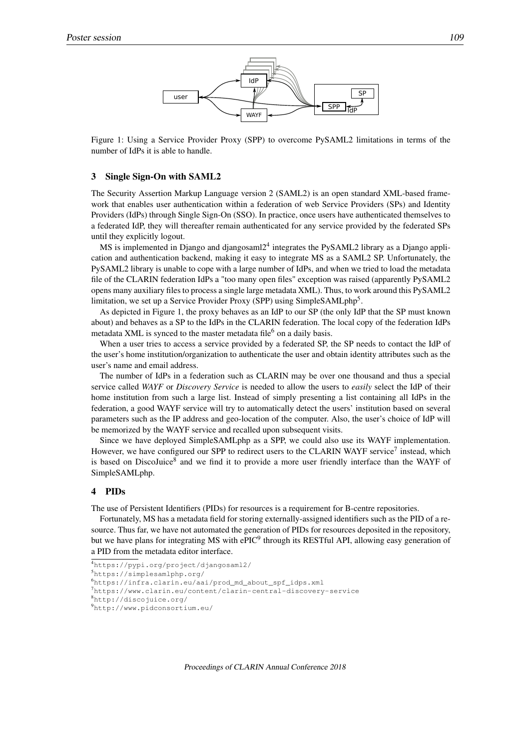Figure 1: Using a Service Provider Proxy (SPP) to overcome PySAML2 limitations in terms of the number of IdPs it is able to handle.

## 3 Single Sign-On with SAML2

The Security Assertion Markup Language version 2 (SAML2) is an open standard XML-based framework that enables user authentication within a federation of web Service Providers (SPs) and Identity Providers (IdPs) through Single Sign-On (SSO). In practice, once users have authenticated themselves to a federated IdP, they will thereafter remain authenticated for any service provided by the federated SPs until they explicitly logout.

MS is implemented in Django and djangosaml2[4] integrates the PySAML2 library as a Django application and authentication backend, making it easy to integrate MS as a SAML2 SP. Unfortunately, the PySAML2 library is unable to cope with a large number of IdPs, and when we tried to load the metadata file of the CLARIN federation IdPs a "too many open files" exception was raised (apparently PySAML2 opens many auxiliary files to process a single large metadata XML). Thus, to work around this PySAML2 limitation, we set up a Service Provider Proxy (SPP) using SimpleSAMLphp[5].

As depicted in Figure 1, the proxy behaves as an IdP to our SP (the only IdP that the SP must known about) and behaves as a SP to the IdPs in the CLARIN federation. The local copy of the federation IdPs metadata XML is synced to the master metadata file[6] on a daily basis.

When a user tries to access a service provided by a federated SP, the SP needs to contact the IdP of the user's home institution/organization to authenticate the user and obtain identity attributes such as the user's name and email address.

The number of IdPs in a federation such as CLARIN may be over one thousand and thus a special service called *WAYF* or *Discovery Service* is needed to allow the users to *easily* select the IdP of their home institution from such a large list. Instead of simply presenting a list containing all IdPs in the federation, a good WAYF service will try to automatically detect the users' institution based on several parameters such as the IP address and geo-location of the computer. Also, the user's choice of IdP will be memorized by the WAYF service and recalled upon subsequent visits.

Since we have deployed SimpleSAMLphp as a SPP, we could also use its WAYF implementation. However, we have configured our SPP to redirect users to the CLARIN WAYF service[7] instead, which is based on DiscoJuice[8] and we find it to provide a more user friendly interface than the WAYF of SimpleSAMLphp.

## 4 PIDs

The use of Persistent Identifiers (PIDs) for resources is a requirement for B-centre repositories.

Fortunately, MS has a metadata field for storing externally-assigned identifiers such as the PID of a resource. Thus far, we have not automated the generation of PIDs for resources deposited in the repository, but we have plans for integrating MS with ePIC[9] through its RESTful API, allowing easy generation of a PID from the metadata editor interface.

[4] https://pypi.org/project/djangosaml2/

[5] https://simplesamlphp.org/

[6] https://infra.clarin.eu/aai/prod_md_about_spf_idps.xml

[7] https://www.clarin.eu/content/clarin-central-discovery-service

[8] http://discojuice.org/

[9] http://www.pidconsortium.eu/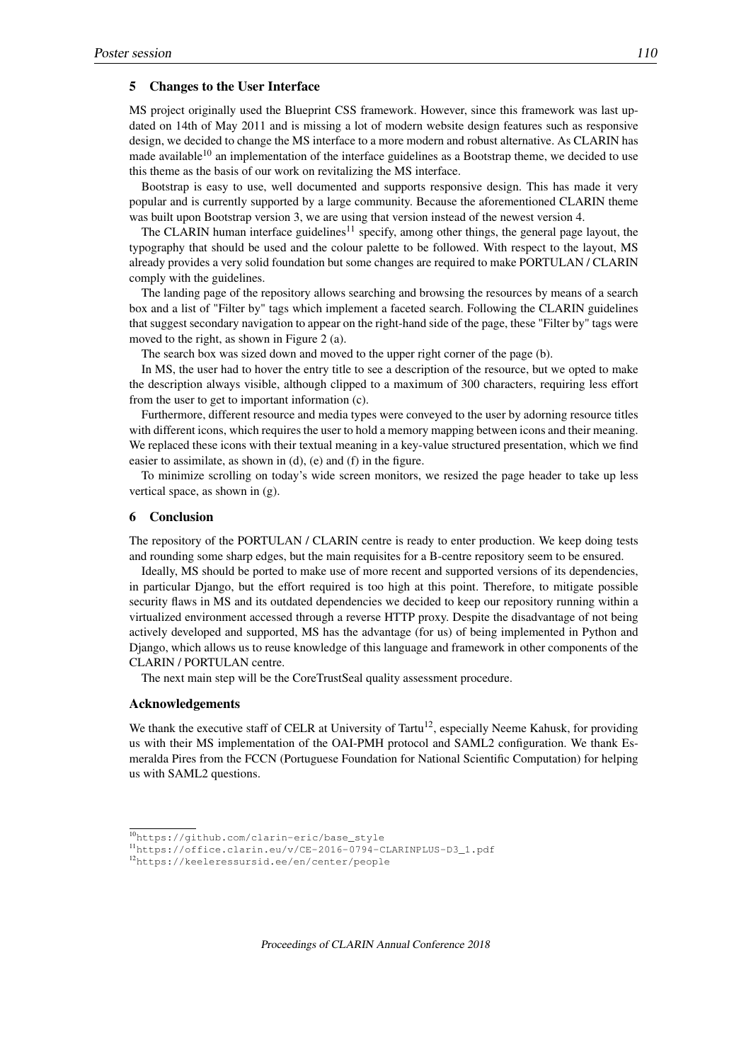## 5 Changes to the User Interface

MS project originally used the Blueprint CSS framework. However, since this framework was last updated on 14th of May 2011 and is missing a lot of modern website design features such as responsive design, we decided to change the MS interface to a more modern and robust alternative. As CLARIN has made available[10] an implementation of the interface guidelines as a Bootstrap theme, we decided to use this theme as the basis of our work on revitalizing the MS interface.

Bootstrap is easy to use, well documented and supports responsive design. This has made it very popular and is currently supported by a large community. Because the aforementioned CLARIN theme was built upon Bootstrap version 3, we are using that version instead of the newest version 4.

The CLARIN human interface guidelines[11] specify, among other things, the general page layout, the typography that should be used and the colour palette to be followed. With respect to the layout, MS already provides a very solid foundation but some changes are required to make PORTULAN / CLARIN comply with the guidelines.

The landing page of the repository allows searching and browsing the resources by means of a search box and a list of "Filter by" tags which implement a faceted search. Following the CLARIN guidelines that suggest secondary navigation to appear on the right-hand side of the page, these "Filter by" tags were moved to the right, as shown in Figure 2 (a).

The search box was sized down and moved to the upper right corner of the page (b).

In MS, the user had to hover the entry title to see a description of the resource, but we opted to make the description always visible, although clipped to a maximum of 300 characters, requiring less effort from the user to get to important information (c).

Furthermore, different resource and media types were conveyed to the user by adorning resource titles with different icons, which requires the user to hold a memory mapping between icons and their meaning. We replaced these icons with their textual meaning in a key-value structured presentation, which we find easier to assimilate, as shown in (d), (e) and (f) in the figure.

To minimize scrolling on today's wide screen monitors, we resized the page header to take up less vertical space, as shown in (g).

## 6 Conclusion

The repository of the PORTULAN / CLARIN centre is ready to enter production. We keep doing tests and rounding some sharp edges, but the main requisites for a B-centre repository seem to be ensured.

Ideally, MS should be ported to make use of more recent and supported versions of its dependencies, in particular Django, but the effort required is too high at this point. Therefore, to mitigate possible security flaws in MS and its outdated dependencies we decided to keep our repository running within a virtualized environment accessed through a reverse HTTP proxy. Despite the disadvantage of not being actively developed and supported, MS has the advantage (for us) of being implemented in Python and Django, which allows us to reuse knowledge of this language and framework in other components of the CLARIN / PORTULAN centre.

The next main step will be the CoreTrustSeal quality assessment procedure.

### Acknowledgements

We thank the executive staff of CELR at University of Tartu[12], especially Neeme Kahusk, for providing us with their MS implementation of the OAI-PMH protocol and SAML2 configuration. We thank Esmeralda Pires from the FCCN (Portuguese Foundation for National Scientific Computation) for helping us with SAML2 questions.

---

[10] https://github.com/clarin-eric/base_style

[11] https://office.clarin.eu/v/CE-2016-0794-CLARINPLUS-D3_1.pdf

[12] https://keeleressursid.ee/en/center/people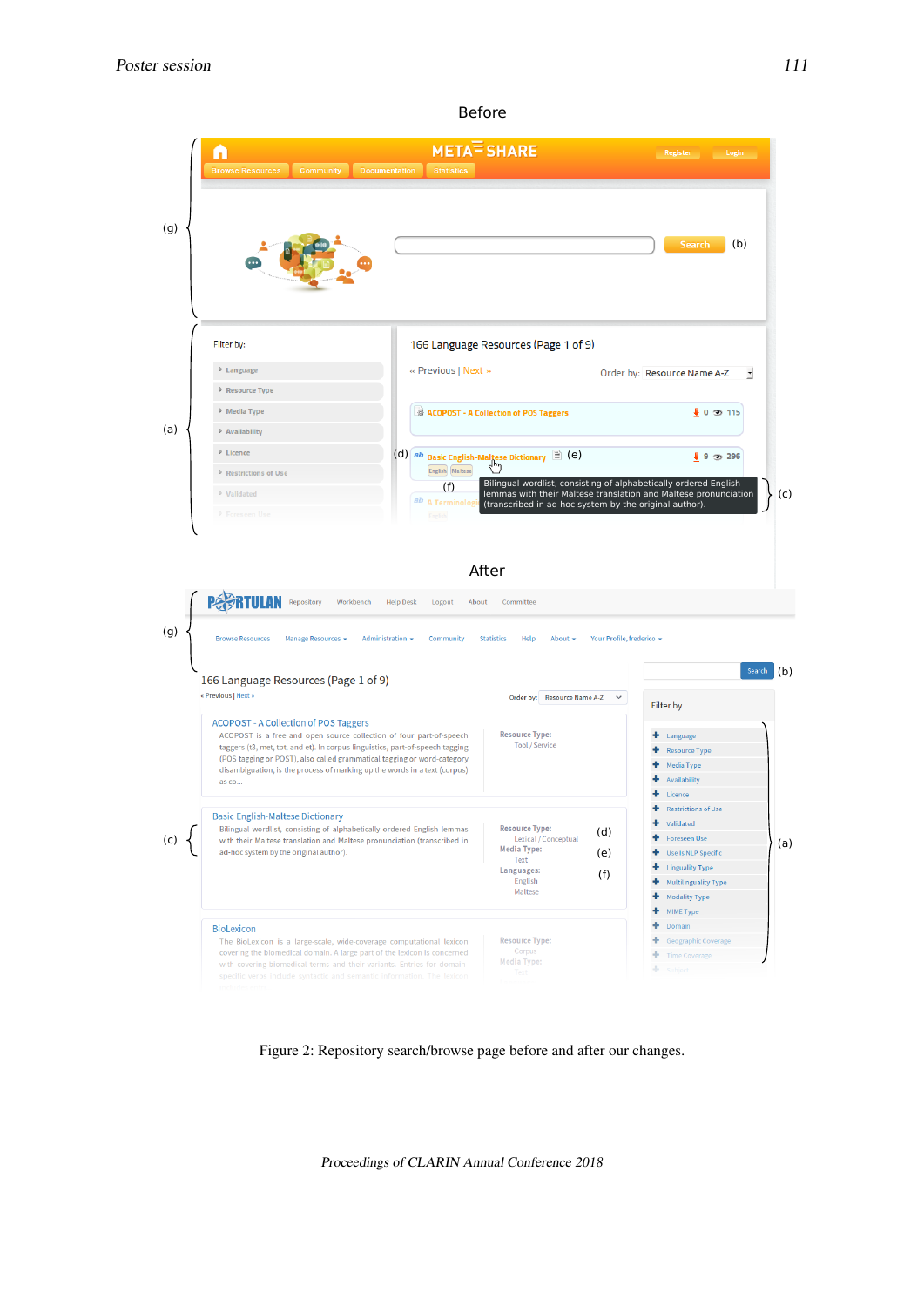Before

After

Figure 2: Repository search/browse page before and after our changes.